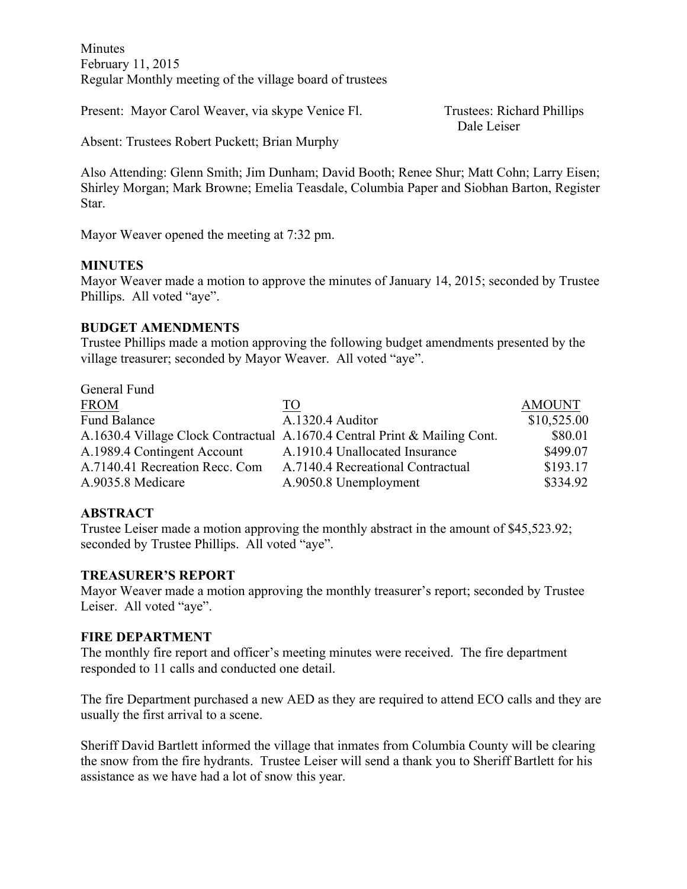Minutes
February 11, 2015
Regular Monthly meeting of the village board of trustees

Present: Mayor Carol Weaver, via skype Venice Fl.

Trustees: Richard Phillips
Dale Leiser

Absent: Trustees Robert Puckett; Brian Murphy

Also Attending: Glenn Smith; Jim Dunham; David Booth; Renee Shur; Matt Cohn; Larry Eisen; Shirley Morgan; Mark Browne; Emelia Teasdale, Columbia Paper and Siobhan Barton, Register Star.

Mayor Weaver opened the meeting at 7:32 pm.

**MINUTES**

Mayor Weaver made a motion to approve the minutes of January 14, 2015; seconded by Trustee Phillips. All voted "aye".

**BUDGET AMENDMENTS**

Trustee Phillips made a motion approving the following budget amendments presented by the village treasurer; seconded by Mayor Weaver. All voted "aye".

General Fund

| FROM | TO | AMOUNT |
|---|---|---|
| Fund Balance | A.1320.4 Auditor | $10,525.00 |
| A.1630.4 Village Clock Contractual | A.1670.4 Central Print & Mailing Cont. | $80.01 |
| A.1989.4 Contingent Account | A.1910.4 Unallocated Insurance | $499.07 |
| A.7140.41 Recreation Recc. Com | A.7140.4 Recreational Contractual | $193.17 |
| A.9035.8 Medicare | A.9050.8 Unemployment | $334.92 |

**ABSTRACT**

Trustee Leiser made a motion approving the monthly abstract in the amount of $45,523.92; seconded by Trustee Phillips. All voted "aye".

**TREASURER'S REPORT**

Mayor Weaver made a motion approving the monthly treasurer's report; seconded by Trustee Leiser. All voted "aye".

**FIRE DEPARTMENT**

The monthly fire report and officer's meeting minutes were received. The fire department responded to 11 calls and conducted one detail.

The fire Department purchased a new AED as they are required to attend ECO calls and they are usually the first arrival to a scene.

Sheriff David Bartlett informed the village that inmates from Columbia County will be clearing the snow from the fire hydrants. Trustee Leiser will send a thank you to Sheriff Bartlett for his assistance as we have had a lot of snow this year.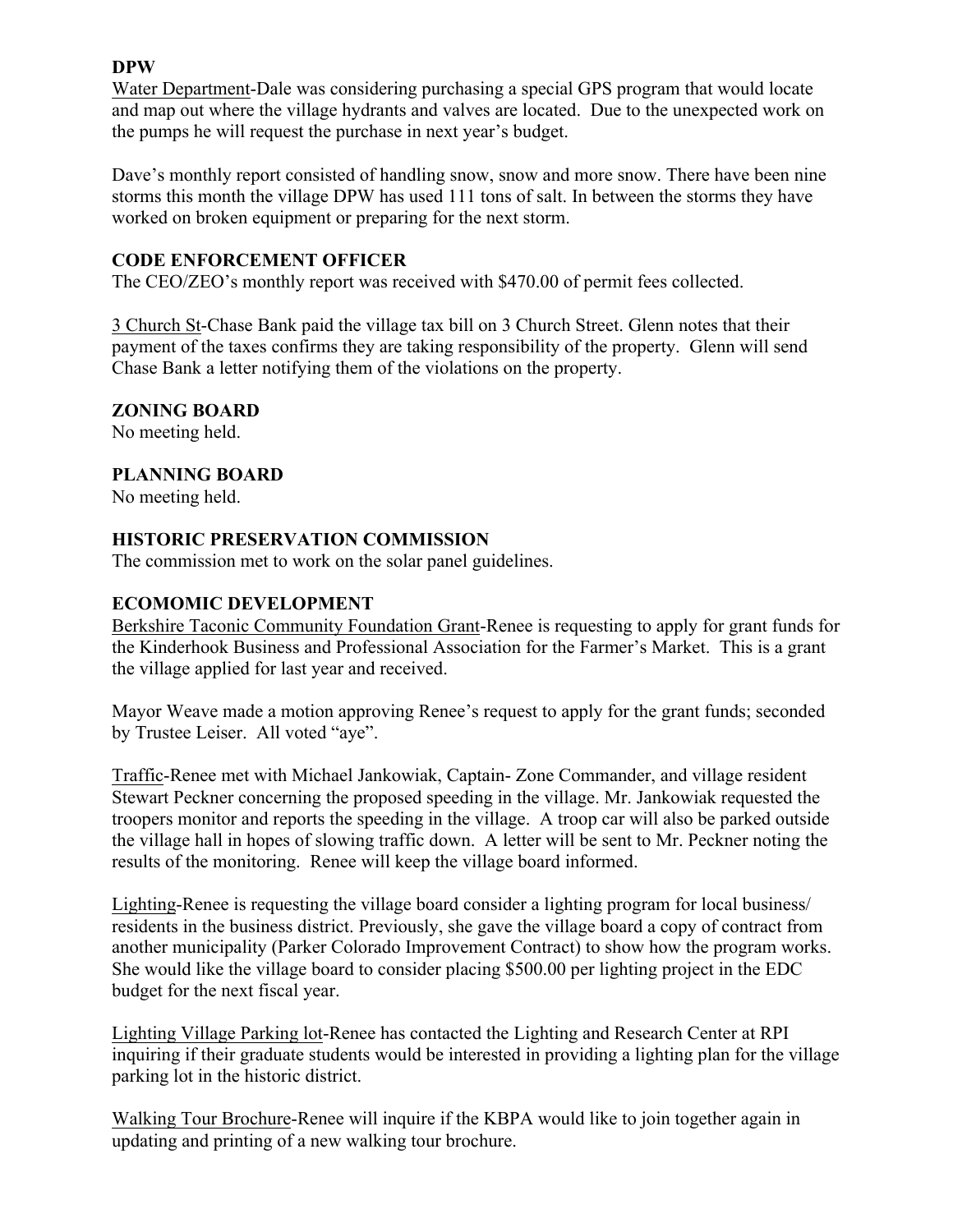**DPW**

Water Department-Dale was considering purchasing a special GPS program that would locate and map out where the village hydrants and valves are located. Due to the unexpected work on the pumps he will request the purchase in next year's budget.

Dave's monthly report consisted of handling snow, snow and more snow. There have been nine storms this month the village DPW has used 111 tons of salt. In between the storms they have worked on broken equipment or preparing for the next storm.

**CODE ENFORCEMENT OFFICER**

The CEO/ZEO's monthly report was received with $470.00 of permit fees collected.

3 Church St-Chase Bank paid the village tax bill on 3 Church Street. Glenn notes that their payment of the taxes confirms they are taking responsibility of the property. Glenn will send Chase Bank a letter notifying them of the violations on the property.

**ZONING BOARD**

No meeting held.

**PLANNING BOARD**

No meeting held.

**HISTORIC PRESERVATION COMMISSION**

The commission met to work on the solar panel guidelines.

**ECOMOMIC DEVELOPMENT**

Berkshire Taconic Community Foundation Grant-Renee is requesting to apply for grant funds for the Kinderhook Business and Professional Association for the Farmer's Market. This is a grant the village applied for last year and received.

Mayor Weave made a motion approving Renee's request to apply for the grant funds; seconded by Trustee Leiser. All voted "aye".

Traffic-Renee met with Michael Jankowiak, Captain- Zone Commander, and village resident Stewart Peckner concerning the proposed speeding in the village. Mr. Jankowiak requested the troopers monitor and reports the speeding in the village. A troop car will also be parked outside the village hall in hopes of slowing traffic down. A letter will be sent to Mr. Peckner noting the results of the monitoring. Renee will keep the village board informed.

Lighting-Renee is requesting the village board consider a lighting program for local business/ residents in the business district. Previously, she gave the village board a copy of contract from another municipality (Parker Colorado Improvement Contract) to show how the program works. She would like the village board to consider placing $500.00 per lighting project in the EDC budget for the next fiscal year.

Lighting Village Parking lot-Renee has contacted the Lighting and Research Center at RPI inquiring if their graduate students would be interested in providing a lighting plan for the village parking lot in the historic district.

Walking Tour Brochure-Renee will inquire if the KBPA would like to join together again in updating and printing of a new walking tour brochure.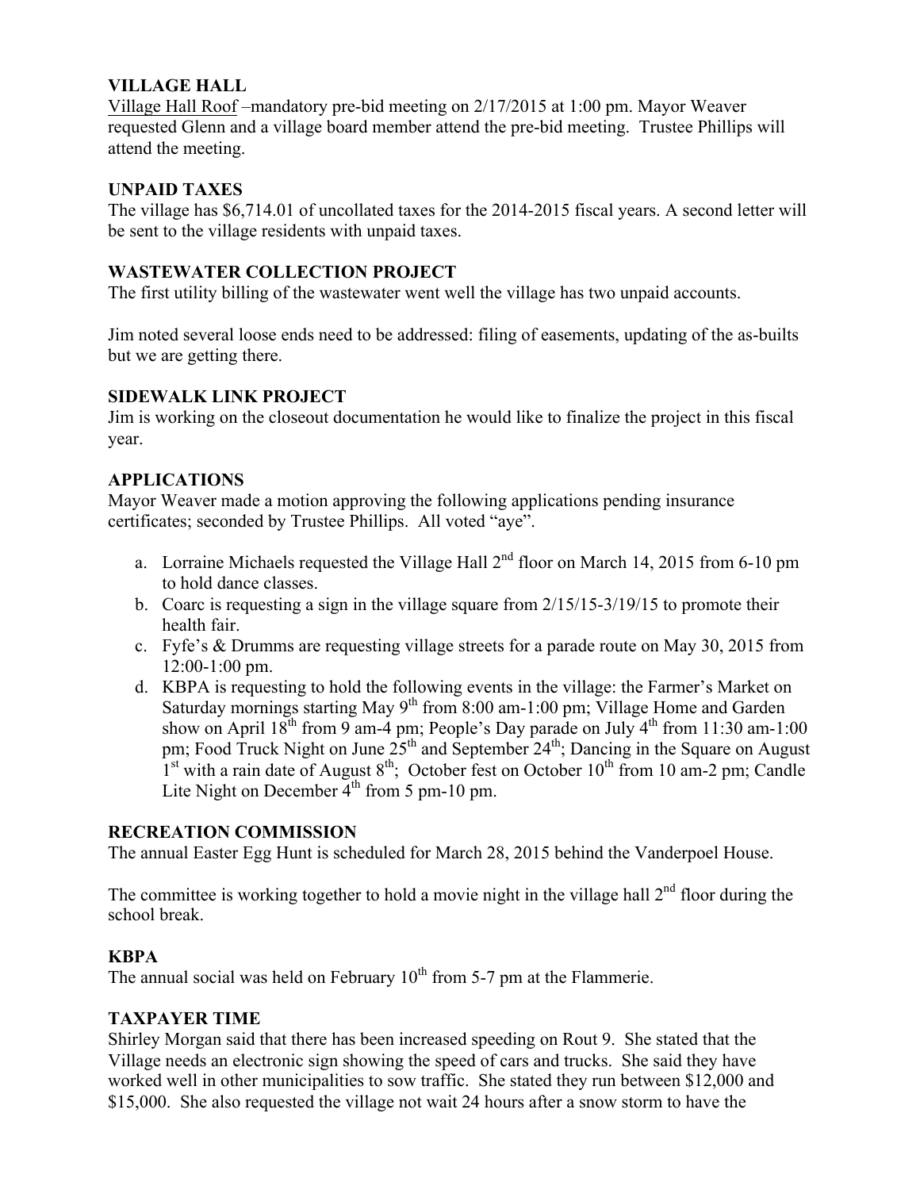### VILLAGE HALL

Village Hall Roof –mandatory pre-bid meeting on 2/17/2015 at 1:00 pm. Mayor Weaver requested Glenn and a village board member attend the pre-bid meeting. Trustee Phillips will attend the meeting.

### UNPAID TAXES

The village has $6,714.01 of uncollated taxes for the 2014-2015 fiscal years. A second letter will be sent to the village residents with unpaid taxes.

### WASTEWATER COLLECTION PROJECT

The first utility billing of the wastewater went well the village has two unpaid accounts.

Jim noted several loose ends need to be addressed: filing of easements, updating of the as-builts but we are getting there.

### SIDEWALK LINK PROJECT

Jim is working on the closeout documentation he would like to finalize the project in this fiscal year.

### APPLICATIONS

Mayor Weaver made a motion approving the following applications pending insurance certificates; seconded by Trustee Phillips. All voted "aye".

a. Lorraine Michaels requested the Village Hall 2nd floor on March 14, 2015 from 6-10 pm to hold dance classes.
b. Coarc is requesting a sign in the village square from 2/15/15-3/19/15 to promote their health fair.
c. Fyfe's & Drumms are requesting village streets for a parade route on May 30, 2015 from 12:00-1:00 pm.
d. KBPA is requesting to hold the following events in the village: the Farmer's Market on Saturday mornings starting May 9th from 8:00 am-1:00 pm; Village Home and Garden show on April 18th from 9 am-4 pm; People's Day parade on July 4th from 11:30 am-1:00 pm; Food Truck Night on June 25th and September 24th; Dancing in the Square on August 1st with a rain date of August 8th; October fest on October 10th from 10 am-2 pm; Candle Lite Night on December 4th from 5 pm-10 pm.

### RECREATION COMMISSION

The annual Easter Egg Hunt is scheduled for March 28, 2015 behind the Vanderpoel House.

The committee is working together to hold a movie night in the village hall 2nd floor during the school break.

### KBPA

The annual social was held on February 10th from 5-7 pm at the Flammerie.

### TAXPAYER TIME

Shirley Morgan said that there has been increased speeding on Rout 9. She stated that the Village needs an electronic sign showing the speed of cars and trucks. She said they have worked well in other municipalities to sow traffic. She stated they run between $12,000 and $15,000. She also requested the village not wait 24 hours after a snow storm to have the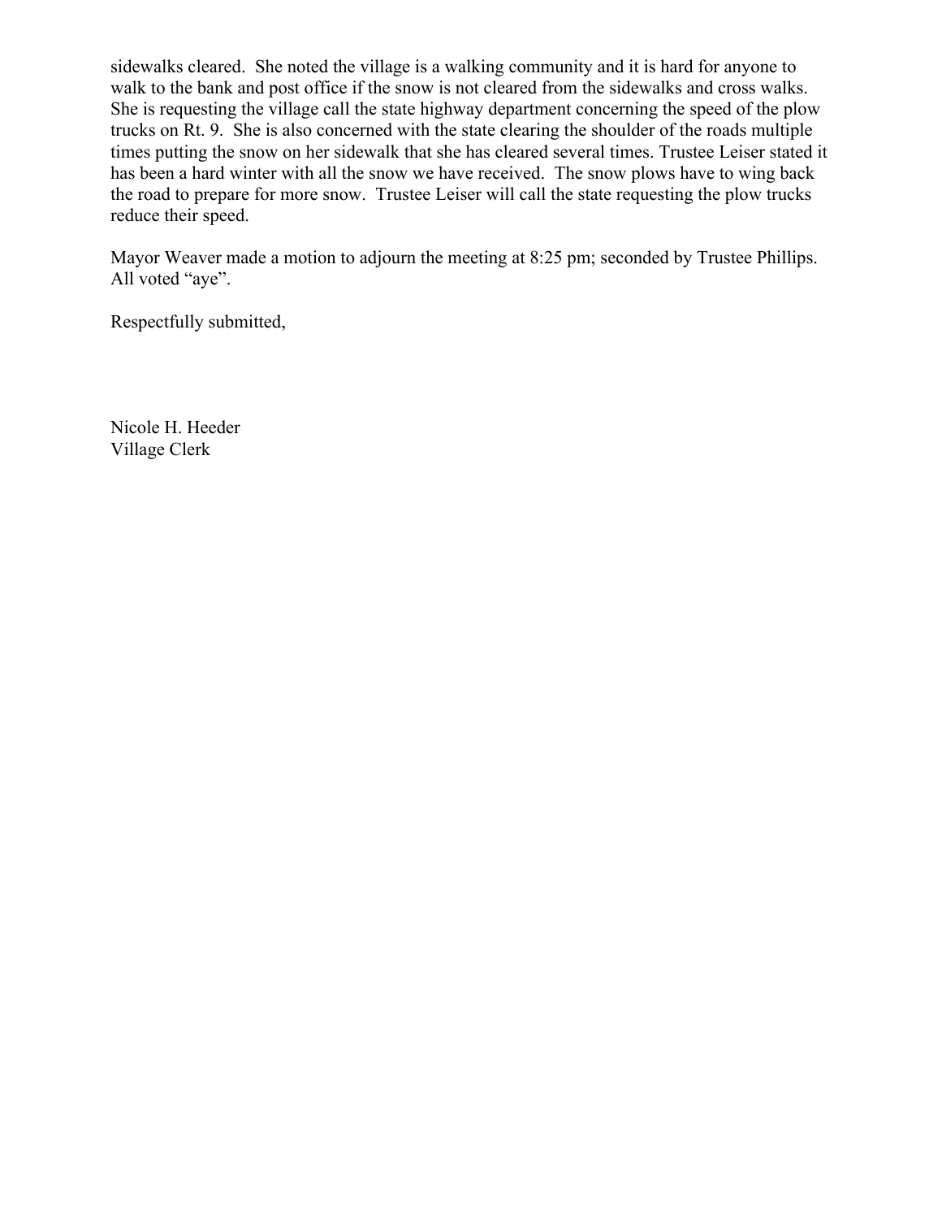sidewalks cleared. She noted the village is a walking community and it is hard for anyone to walk to the bank and post office if the snow is not cleared from the sidewalks and cross walks. She is requesting the village call the state highway department concerning the speed of the plow trucks on Rt. 9. She is also concerned with the state clearing the shoulder of the roads multiple times putting the snow on her sidewalk that she has cleared several times. Trustee Leiser stated it has been a hard winter with all the snow we have received. The snow plows have to wing back the road to prepare for more snow. Trustee Leiser will call the state requesting the plow trucks reduce their speed.

Mayor Weaver made a motion to adjourn the meeting at 8:25 pm; seconded by Trustee Phillips. All voted "aye".

Respectfully submitted,

Nicole H. Heeder
Village Clerk